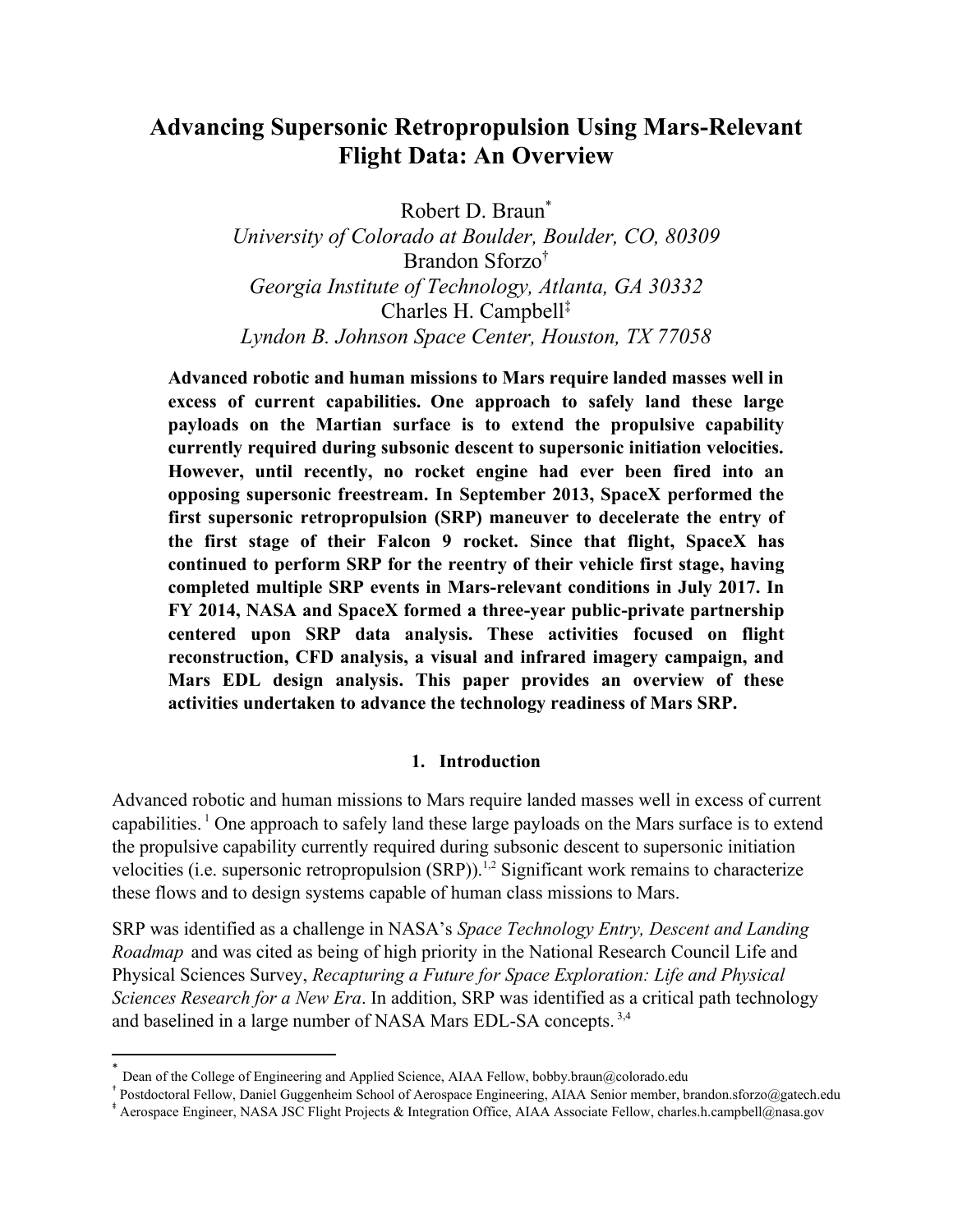# Advancing Supersonic Retropropulsion Using Mars-Relevant Flight Data: An Overview

Robert D. Braun[*]
*University of Colorado at Boulder, Boulder, CO, 80309*
Brandon Sforzo[†]
*Georgia Institute of Technology, Atlanta, GA 30332*
Charles H. Campbell[‡]
*Lyndon B. Johnson Space Center, Houston, TX 77058*

**Advanced robotic and human missions to Mars require landed masses well in excess of current capabilities. One approach to safely land these large payloads on the Martian surface is to extend the propulsive capability currently required during subsonic descent to supersonic initiation velocities. However, until recently, no rocket engine had ever been fired into an opposing supersonic freestream. In September 2013, SpaceX performed the first supersonic retropropulsion (SRP) maneuver to decelerate the entry of the first stage of their Falcon 9 rocket. Since that flight, SpaceX has continued to perform SRP for the reentry of their vehicle first stage, having completed multiple SRP events in Mars-relevant conditions in July 2017. In FY 2014, NASA and SpaceX formed a three-year public-private partnership centered upon SRP data analysis. These activities focused on flight reconstruction, CFD analysis, a visual and infrared imagery campaign, and Mars EDL design analysis. This paper provides an overview of these activities undertaken to advance the technology readiness of Mars SRP.**

## 1. Introduction

Advanced robotic and human missions to Mars require landed masses well in excess of current capabilities.[1] One approach to safely land these large payloads on the Mars surface is to extend the propulsive capability currently required during subsonic descent to supersonic initiation velocities (i.e. supersonic retropropulsion (SRP)).[1,2] Significant work remains to characterize these flows and to design systems capable of human class missions to Mars.

SRP was identified as a challenge in NASA's *Space Technology Entry, Descent and Landing Roadmap* and was cited as being of high priority in the National Research Council Life and Physical Sciences Survey, *Recapturing a Future for Space Exploration: Life and Physical Sciences Research for a New Era*. In addition, SRP was identified as a critical path technology and baselined in a large number of NASA Mars EDL-SA concepts.[3,4]

---

[*] Dean of the College of Engineering and Applied Science, AIAA Fellow, bobby.braun@colorado.edu

[†] Postdoctoral Fellow, Daniel Guggenheim School of Aerospace Engineering, AIAA Senior member, brandon.sforzo@gatech.edu

[‡] Aerospace Engineer, NASA JSC Flight Projects & Integration Office, AIAA Associate Fellow, charles.h.campbell@nasa.gov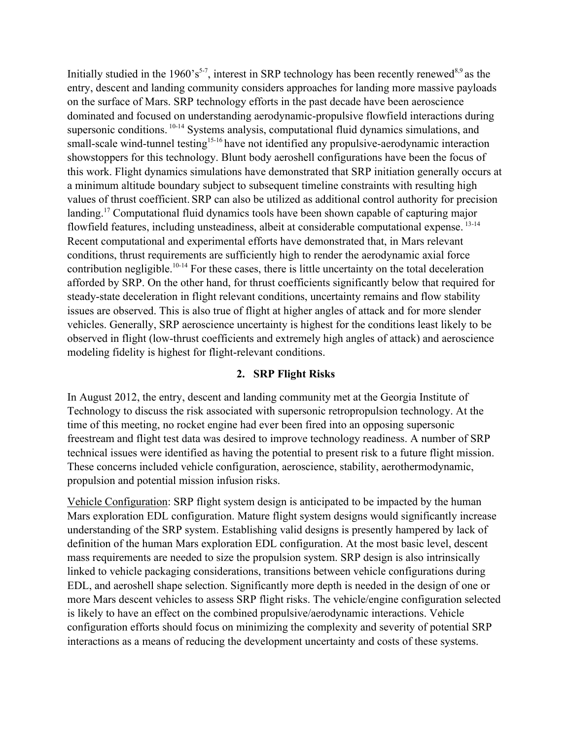Initially studied in the 1960's[5-7], interest in SRP technology has been recently renewed[8,9] as the entry, descent and landing community considers approaches for landing more massive payloads on the surface of Mars. SRP technology efforts in the past decade have been aeroscience dominated and focused on understanding aerodynamic-propulsive flowfield interactions during supersonic conditions.[10-14] Systems analysis, computational fluid dynamics simulations, and small-scale wind-tunnel testing[15-16] have not identified any propulsive-aerodynamic interaction showstoppers for this technology. Blunt body aeroshell configurations have been the focus of this work. Flight dynamics simulations have demonstrated that SRP initiation generally occurs at a minimum altitude boundary subject to subsequent timeline constraints with resulting high values of thrust coefficient. SRP can also be utilized as additional control authority for precision landing.[17] Computational fluid dynamics tools have been shown capable of capturing major flowfield features, including unsteadiness, albeit at considerable computational expense.[13-14] Recent computational and experimental efforts have demonstrated that, in Mars relevant conditions, thrust requirements are sufficiently high to render the aerodynamic axial force contribution negligible.[10-14] For these cases, there is little uncertainty on the total deceleration afforded by SRP. On the other hand, for thrust coefficients significantly below that required for steady-state deceleration in flight relevant conditions, uncertainty remains and flow stability issues are observed. This is also true of flight at higher angles of attack and for more slender vehicles. Generally, SRP aeroscience uncertainty is highest for the conditions least likely to be observed in flight (low-thrust coefficients and extremely high angles of attack) and aeroscience modeling fidelity is highest for flight-relevant conditions.

## 2. SRP Flight Risks

In August 2012, the entry, descent and landing community met at the Georgia Institute of Technology to discuss the risk associated with supersonic retropropulsion technology. At the time of this meeting, no rocket engine had ever been fired into an opposing supersonic freestream and flight test data was desired to improve technology readiness. A number of SRP technical issues were identified as having the potential to present risk to a future flight mission. These concerns included vehicle configuration, aeroscience, stability, aerothermodynamic, propulsion and potential mission infusion risks.

Vehicle Configuration: SRP flight system design is anticipated to be impacted by the human Mars exploration EDL configuration. Mature flight system designs would significantly increase understanding of the SRP system. Establishing valid designs is presently hampered by lack of definition of the human Mars exploration EDL configuration. At the most basic level, descent mass requirements are needed to size the propulsion system. SRP design is also intrinsically linked to vehicle packaging considerations, transitions between vehicle configurations during EDL, and aeroshell shape selection. Significantly more depth is needed in the design of one or more Mars descent vehicles to assess SRP flight risks. The vehicle/engine configuration selected is likely to have an effect on the combined propulsive/aerodynamic interactions. Vehicle configuration efforts should focus on minimizing the complexity and severity of potential SRP interactions as a means of reducing the development uncertainty and costs of these systems.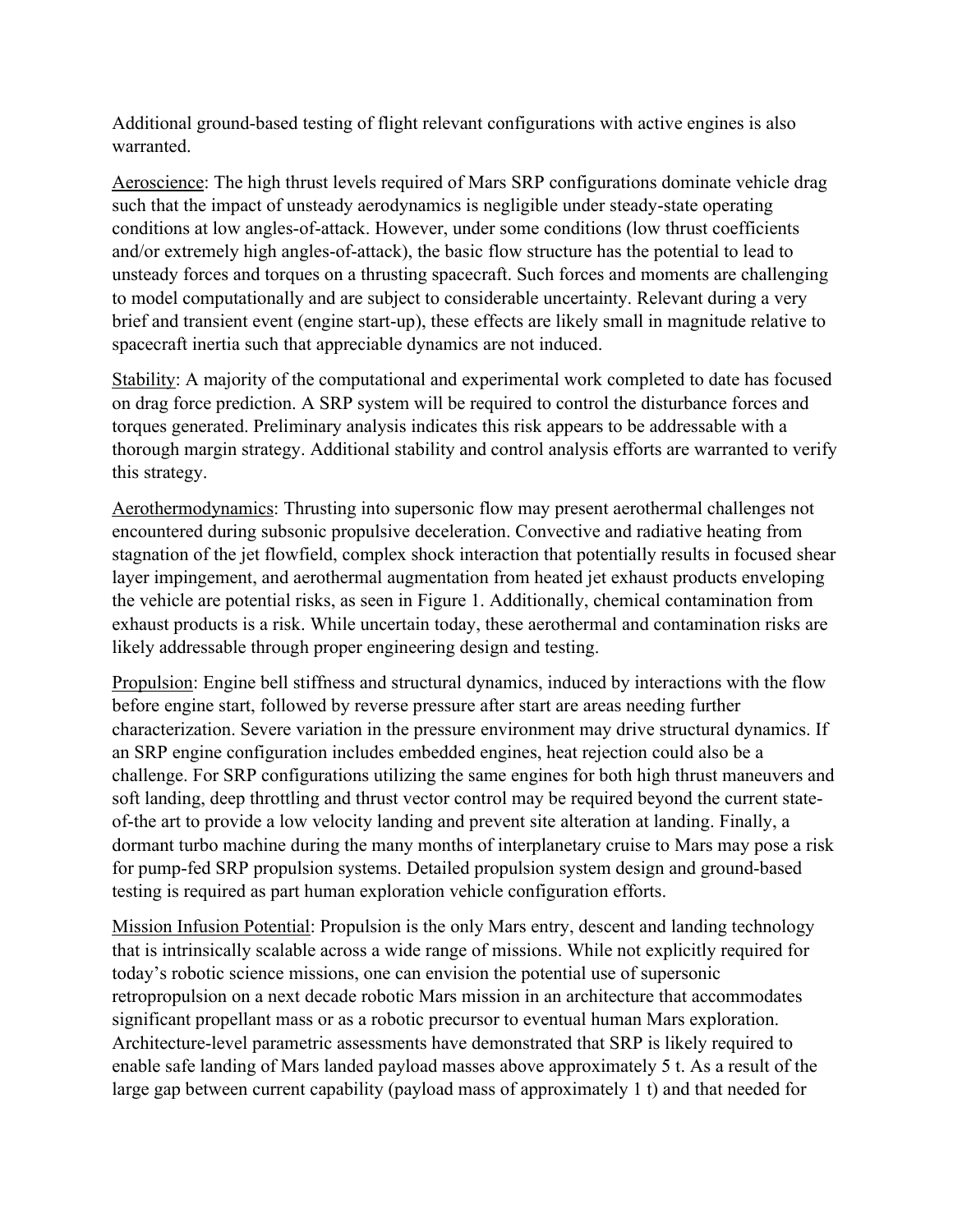Additional ground-based testing of flight relevant configurations with active engines is also warranted.

Aeroscience: The high thrust levels required of Mars SRP configurations dominate vehicle drag such that the impact of unsteady aerodynamics is negligible under steady-state operating conditions at low angles-of-attack. However, under some conditions (low thrust coefficients and/or extremely high angles-of-attack), the basic flow structure has the potential to lead to unsteady forces and torques on a thrusting spacecraft. Such forces and moments are challenging to model computationally and are subject to considerable uncertainty. Relevant during a very brief and transient event (engine start-up), these effects are likely small in magnitude relative to spacecraft inertia such that appreciable dynamics are not induced.

Stability: A majority of the computational and experimental work completed to date has focused on drag force prediction. A SRP system will be required to control the disturbance forces and torques generated. Preliminary analysis indicates this risk appears to be addressable with a thorough margin strategy. Additional stability and control analysis efforts are warranted to verify this strategy.

Aerothermodynamics: Thrusting into supersonic flow may present aerothermal challenges not encountered during subsonic propulsive deceleration. Convective and radiative heating from stagnation of the jet flowfield, complex shock interaction that potentially results in focused shear layer impingement, and aerothermal augmentation from heated jet exhaust products enveloping the vehicle are potential risks, as seen in Figure 1. Additionally, chemical contamination from exhaust products is a risk. While uncertain today, these aerothermal and contamination risks are likely addressable through proper engineering design and testing.

Propulsion: Engine bell stiffness and structural dynamics, induced by interactions with the flow before engine start, followed by reverse pressure after start are areas needing further characterization. Severe variation in the pressure environment may drive structural dynamics. If an SRP engine configuration includes embedded engines, heat rejection could also be a challenge. For SRP configurations utilizing the same engines for both high thrust maneuvers and soft landing, deep throttling and thrust vector control may be required beyond the current state-of-the art to provide a low velocity landing and prevent site alteration at landing. Finally, a dormant turbo machine during the many months of interplanetary cruise to Mars may pose a risk for pump-fed SRP propulsion systems. Detailed propulsion system design and ground-based testing is required as part human exploration vehicle configuration efforts.

Mission Infusion Potential: Propulsion is the only Mars entry, descent and landing technology that is intrinsically scalable across a wide range of missions. While not explicitly required for today's robotic science missions, one can envision the potential use of supersonic retropropulsion on a next decade robotic Mars mission in an architecture that accommodates significant propellant mass or as a robotic precursor to eventual human Mars exploration. Architecture-level parametric assessments have demonstrated that SRP is likely required to enable safe landing of Mars landed payload masses above approximately 5 t. As a result of the large gap between current capability (payload mass of approximately 1 t) and that needed for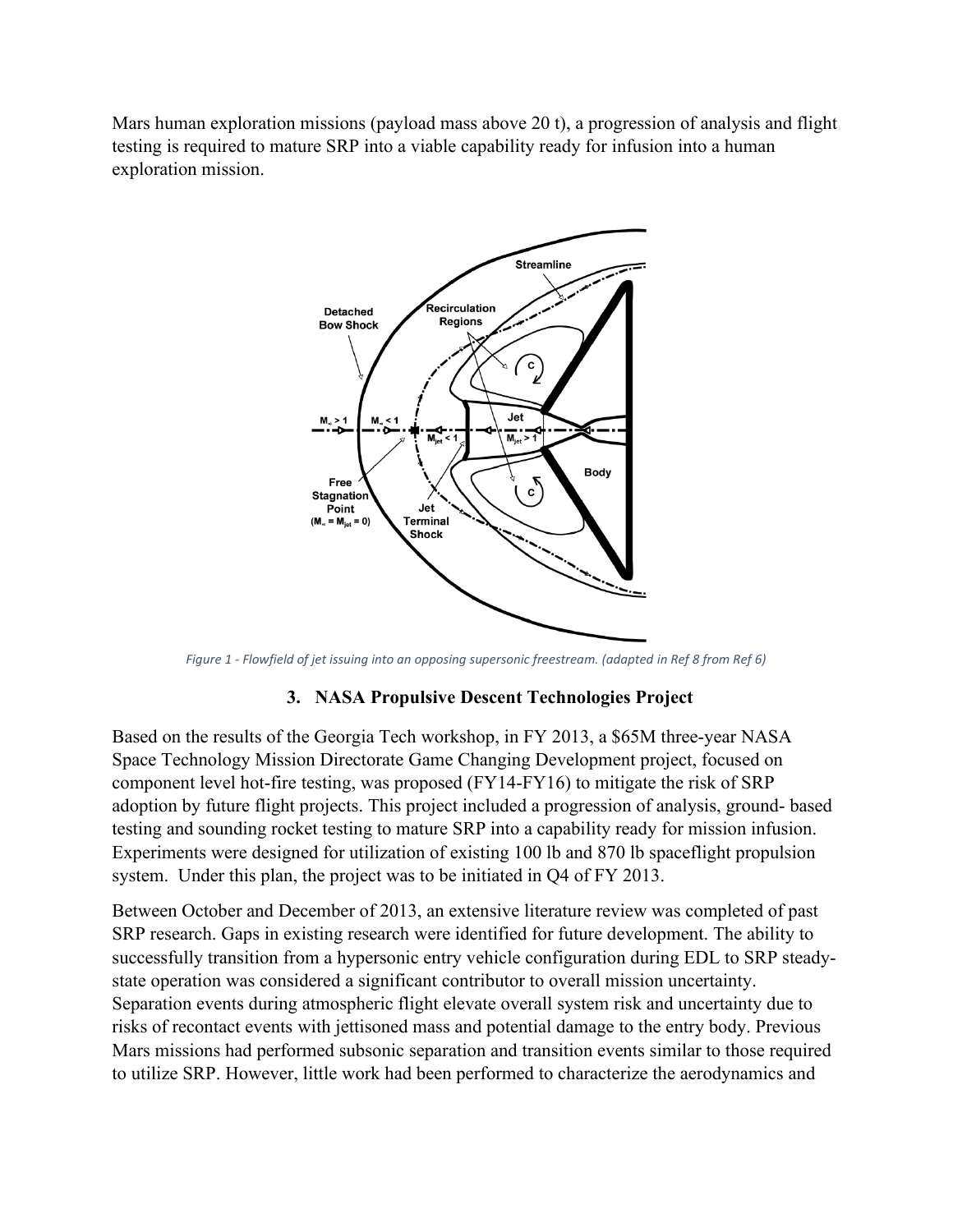Mars human exploration missions (payload mass above 20 t), a progression of analysis and flight testing is required to mature SRP into a viable capability ready for infusion into a human exploration mission.

Streamline

Detached Bow Shock

Recirculation Regions

$M_\infty > 1$

$M_\infty < 1$

$M_{jet} < 1$

Jet

$M_{jet} > 1$

Body

Free Stagnation Point ($M_\infty = M_{jet} = 0$)

Jet Terminal Shock

C

C

*Figure 1 - Flowfield of jet issuing into an opposing supersonic freestream. (adapted in Ref 8 from Ref 6)*

## 3. NASA Propulsive Descent Technologies Project

Based on the results of the Georgia Tech workshop, in FY 2013, a $65M three-year NASA Space Technology Mission Directorate Game Changing Development project, focused on component level hot-fire testing, was proposed (FY14-FY16) to mitigate the risk of SRP adoption by future flight projects. This project included a progression of analysis, ground- based testing and sounding rocket testing to mature SRP into a capability ready for mission infusion. Experiments were designed for utilization of existing 100 lb and 870 lb spaceflight propulsion system. Under this plan, the project was to be initiated in Q4 of FY 2013.

Between October and December of 2013, an extensive literature review was completed of past SRP research. Gaps in existing research were identified for future development. The ability to successfully transition from a hypersonic entry vehicle configuration during EDL to SRP steady-state operation was considered a significant contributor to overall mission uncertainty. Separation events during atmospheric flight elevate overall system risk and uncertainty due to risks of recontact events with jettisoned mass and potential damage to the entry body. Previous Mars missions had performed subsonic separation and transition events similar to those required to utilize SRP. However, little work had been performed to characterize the aerodynamics and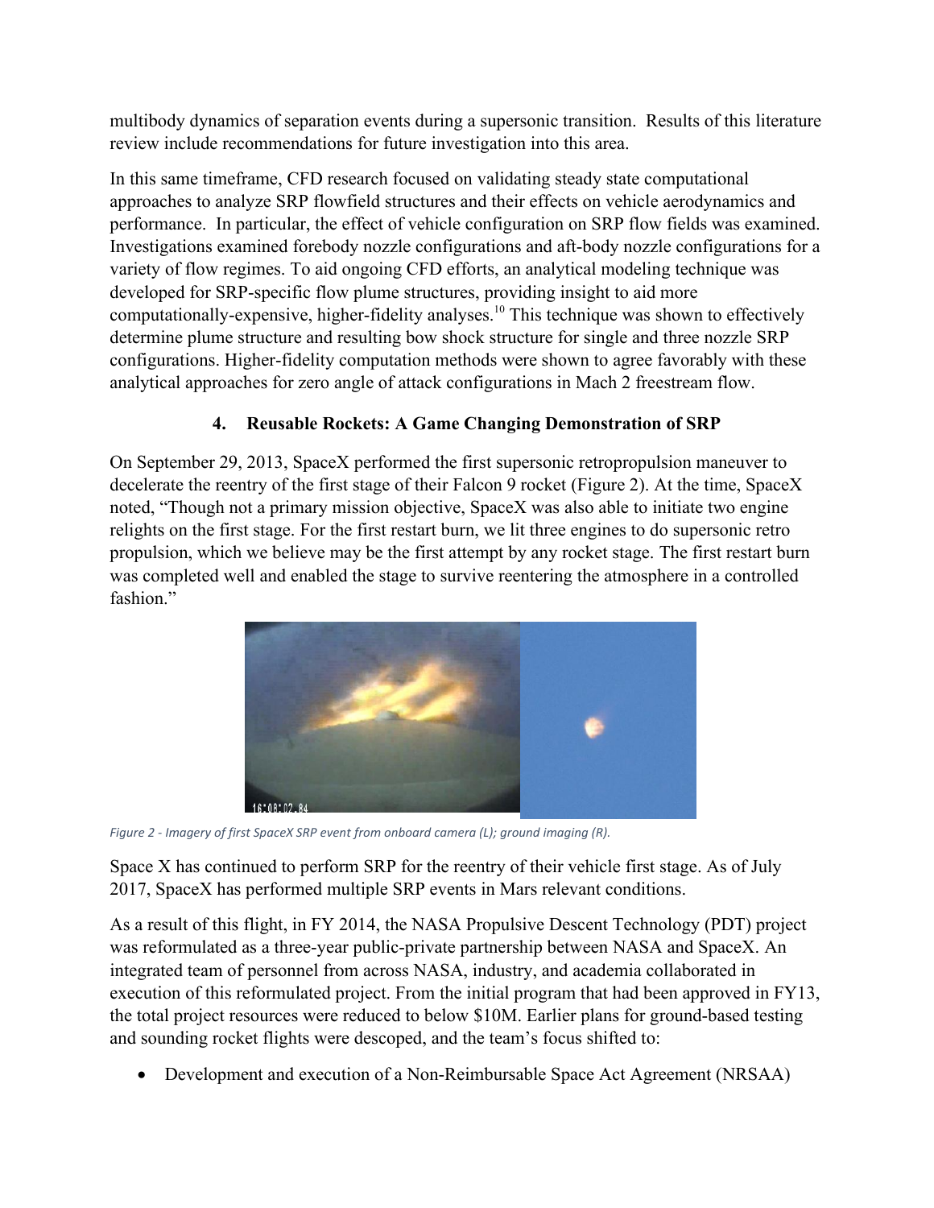multibody dynamics of separation events during a supersonic transition. Results of this literature review include recommendations for future investigation into this area.

In this same timeframe, CFD research focused on validating steady state computational approaches to analyze SRP flowfield structures and their effects on vehicle aerodynamics and performance. In particular, the effect of vehicle configuration on SRP flow fields was examined. Investigations examined forebody nozzle configurations and aft-body nozzle configurations for a variety of flow regimes. To aid ongoing CFD efforts, an analytical modeling technique was developed for SRP-specific flow plume structures, providing insight to aid more computationally-expensive, higher-fidelity analyses.[10] This technique was shown to effectively determine plume structure and resulting bow shock structure for single and three nozzle SRP configurations. Higher-fidelity computation methods were shown to agree favorably with these analytical approaches for zero angle of attack configurations in Mach 2 freestream flow.

## 4. Reusable Rockets: A Game Changing Demonstration of SRP

On September 29, 2013, SpaceX performed the first supersonic retropropulsion maneuver to decelerate the reentry of the first stage of their Falcon 9 rocket (Figure 2). At the time, SpaceX noted, "Though not a primary mission objective, SpaceX was also able to initiate two engine relights on the first stage. For the first restart burn, we lit three engines to do supersonic retro propulsion, which we believe may be the first attempt by any rocket stage. The first restart burn was completed well and enabled the stage to survive reentering the atmosphere in a controlled fashion."

*Figure 2 - Imagery of first SpaceX SRP event from onboard camera (L); ground imaging (R).*

Space X has continued to perform SRP for the reentry of their vehicle first stage. As of July 2017, SpaceX has performed multiple SRP events in Mars relevant conditions.

As a result of this flight, in FY 2014, the NASA Propulsive Descent Technology (PDT) project was reformulated as a three-year public-private partnership between NASA and SpaceX. An integrated team of personnel from across NASA, industry, and academia collaborated in execution of this reformulated project. From the initial program that had been approved in FY13, the total project resources were reduced to below \$10M. Earlier plans for ground-based testing and sounding rocket flights were descoped, and the team's focus shifted to:

- Development and execution of a Non-Reimbursable Space Act Agreement (NRSAA)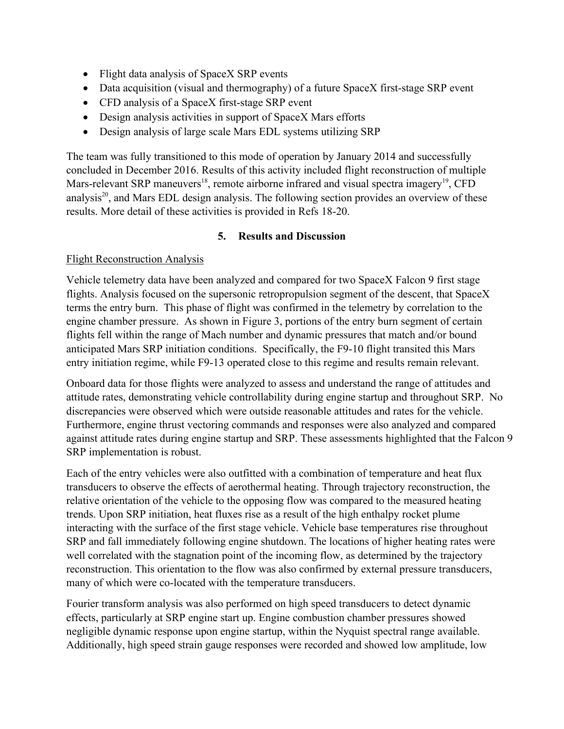- Flight data analysis of SpaceX SRP events
- Data acquisition (visual and thermography) of a future SpaceX first-stage SRP event
- CFD analysis of a SpaceX first-stage SRP event
- Design analysis activities in support of SpaceX Mars efforts
- Design analysis of large scale Mars EDL systems utilizing SRP

The team was fully transitioned to this mode of operation by January 2014 and successfully concluded in December 2016. Results of this activity included flight reconstruction of multiple Mars-relevant SRP maneuvers[18], remote airborne infrared and visual spectra imagery[19], CFD analysis[20], and Mars EDL design analysis. The following section provides an overview of these results. More detail of these activities is provided in Refs 18-20.

## 5. Results and Discussion

### Flight Reconstruction Analysis

Vehicle telemetry data have been analyzed and compared for two SpaceX Falcon 9 first stage flights. Analysis focused on the supersonic retropropulsion segment of the descent, that SpaceX terms the entry burn. This phase of flight was confirmed in the telemetry by correlation to the engine chamber pressure. As shown in Figure 3, portions of the entry burn segment of certain flights fell within the range of Mach number and dynamic pressures that match and/or bound anticipated Mars SRP initiation conditions. Specifically, the F9-10 flight transited this Mars entry initiation regime, while F9-13 operated close to this regime and results remain relevant.

Onboard data for those flights were analyzed to assess and understand the range of attitudes and attitude rates, demonstrating vehicle controllability during engine startup and throughout SRP. No discrepancies were observed which were outside reasonable attitudes and rates for the vehicle. Furthermore, engine thrust vectoring commands and responses were also analyzed and compared against attitude rates during engine startup and SRP. These assessments highlighted that the Falcon 9 SRP implementation is robust.

Each of the entry vehicles were also outfitted with a combination of temperature and heat flux transducers to observe the effects of aerothermal heating. Through trajectory reconstruction, the relative orientation of the vehicle to the opposing flow was compared to the measured heating trends. Upon SRP initiation, heat fluxes rise as a result of the high enthalpy rocket plume interacting with the surface of the first stage vehicle. Vehicle base temperatures rise throughout SRP and fall immediately following engine shutdown. The locations of higher heating rates were well correlated with the stagnation point of the incoming flow, as determined by the trajectory reconstruction. This orientation to the flow was also confirmed by external pressure transducers, many of which were co-located with the temperature transducers.

Fourier transform analysis was also performed on high speed transducers to detect dynamic effects, particularly at SRP engine start up. Engine combustion chamber pressures showed negligible dynamic response upon engine startup, within the Nyquist spectral range available. Additionally, high speed strain gauge responses were recorded and showed low amplitude, low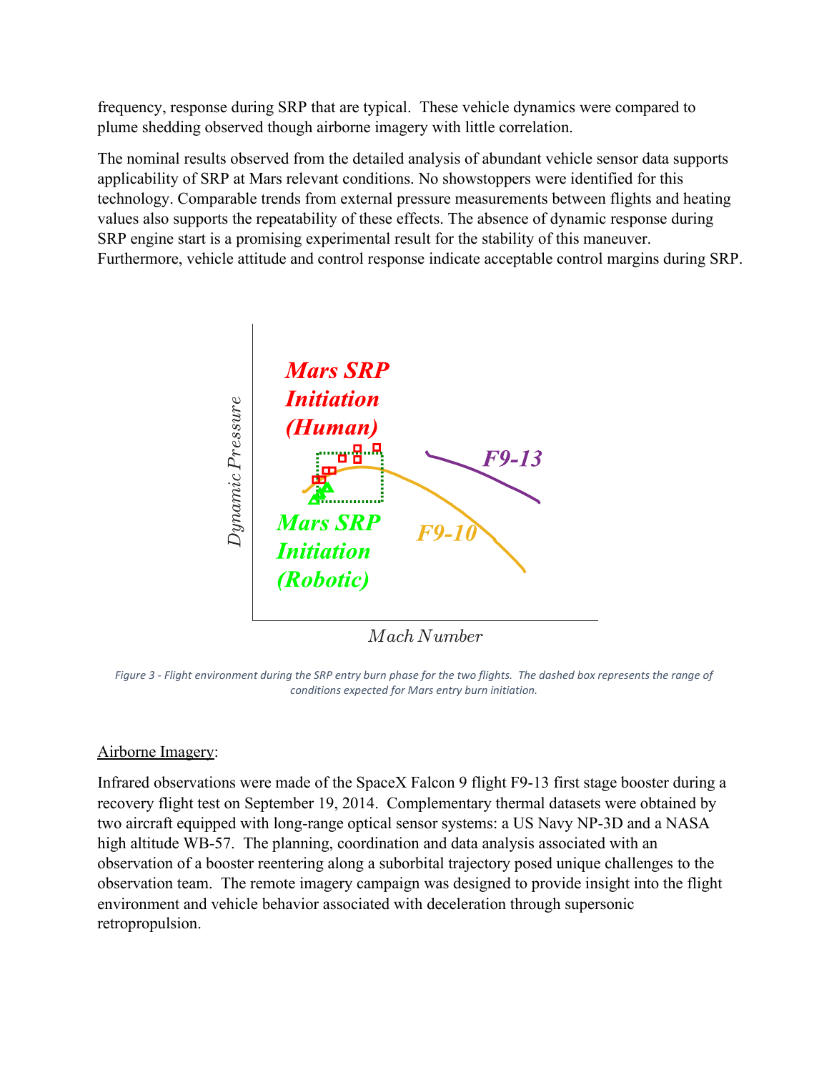frequency, response during SRP that are typical. These vehicle dynamics were compared to plume shedding observed though airborne imagery with little correlation.

The nominal results observed from the detailed analysis of abundant vehicle sensor data supports applicability of SRP at Mars relevant conditions. No showstoppers were identified for this technology. Comparable trends from external pressure measurements between flights and heating values also supports the repeatability of these effects. The absence of dynamic response during SRP engine start is a promising experimental result for the stability of this maneuver. Furthermore, vehicle attitude and control response indicate acceptable control margins during SRP.

*Figure 3 - Flight environment during the SRP entry burn phase for the two flights. The dashed box represents the range of conditions expected for Mars entry burn initiation.*

Airborne Imagery:

Infrared observations were made of the SpaceX Falcon 9 flight F9-13 first stage booster during a recovery flight test on September 19, 2014. Complementary thermal datasets were obtained by two aircraft equipped with long-range optical sensor systems: a US Navy NP-3D and a NASA high altitude WB-57. The planning, coordination and data analysis associated with an observation of a booster reentering along a suborbital trajectory posed unique challenges to the observation team. The remote imagery campaign was designed to provide insight into the flight environment and vehicle behavior associated with deceleration through supersonic retropropulsion.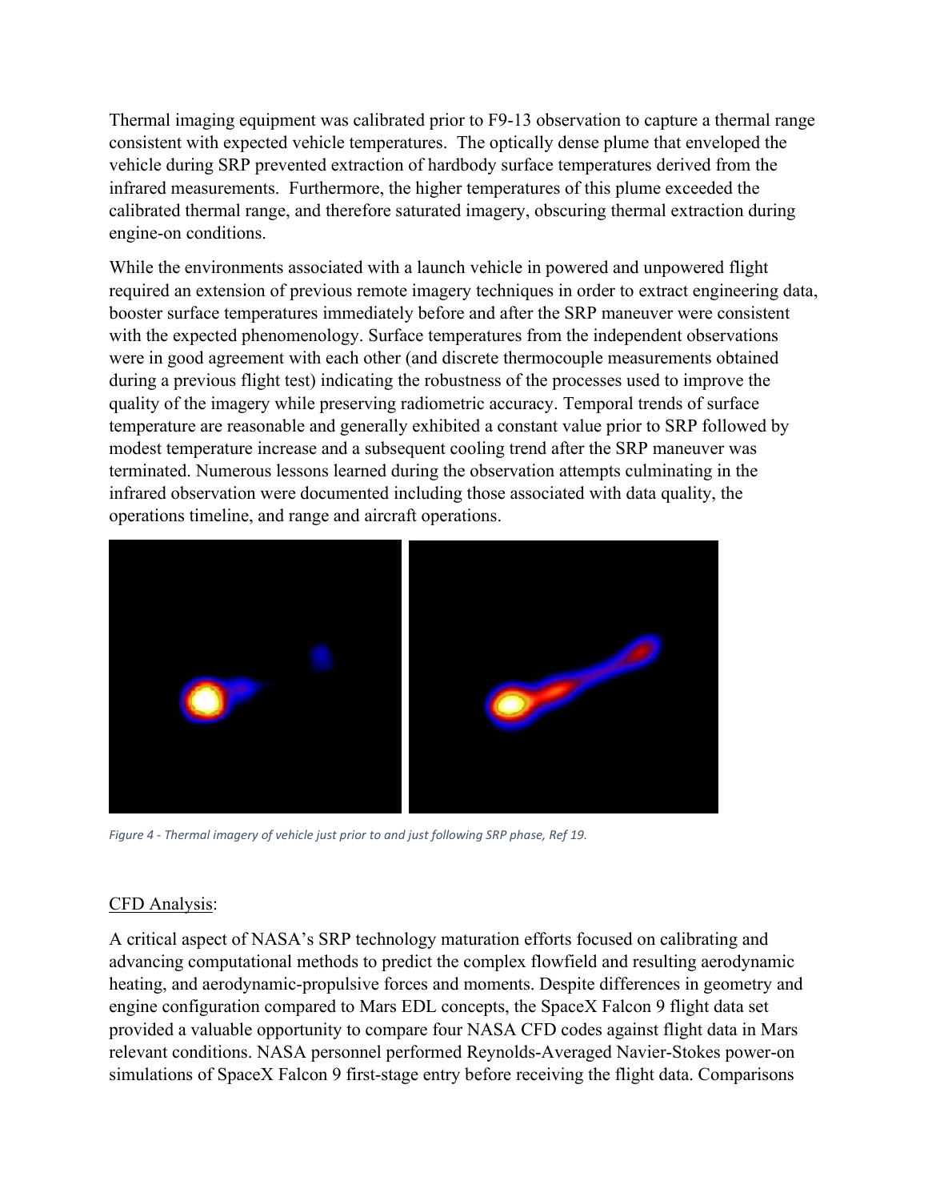Thermal imaging equipment was calibrated prior to F9-13 observation to capture a thermal range consistent with expected vehicle temperatures. The optically dense plume that enveloped the vehicle during SRP prevented extraction of hardbody surface temperatures derived from the infrared measurements. Furthermore, the higher temperatures of this plume exceeded the calibrated thermal range, and therefore saturated imagery, obscuring thermal extraction during engine-on conditions.

While the environments associated with a launch vehicle in powered and unpowered flight required an extension of previous remote imagery techniques in order to extract engineering data, booster surface temperatures immediately before and after the SRP maneuver were consistent with the expected phenomenology. Surface temperatures from the independent observations were in good agreement with each other (and discrete thermocouple measurements obtained during a previous flight test) indicating the robustness of the processes used to improve the quality of the imagery while preserving radiometric accuracy. Temporal trends of surface temperature are reasonable and generally exhibited a constant value prior to SRP followed by modest temperature increase and a subsequent cooling trend after the SRP maneuver was terminated. Numerous lessons learned during the observation attempts culminating in the infrared observation were documented including those associated with data quality, the operations timeline, and range and aircraft operations.

*Figure 4 - Thermal imagery of vehicle just prior to and just following SRP phase, Ref 19.*

<u>CFD Analysis</u>:

A critical aspect of NASA's SRP technology maturation efforts focused on calibrating and advancing computational methods to predict the complex flowfield and resulting aerodynamic heating, and aerodynamic-propulsive forces and moments. Despite differences in geometry and engine configuration compared to Mars EDL concepts, the SpaceX Falcon 9 flight data set provided a valuable opportunity to compare four NASA CFD codes against flight data in Mars relevant conditions. NASA personnel performed Reynolds-Averaged Navier-Stokes power-on simulations of SpaceX Falcon 9 first-stage entry before receiving the flight data. Comparisons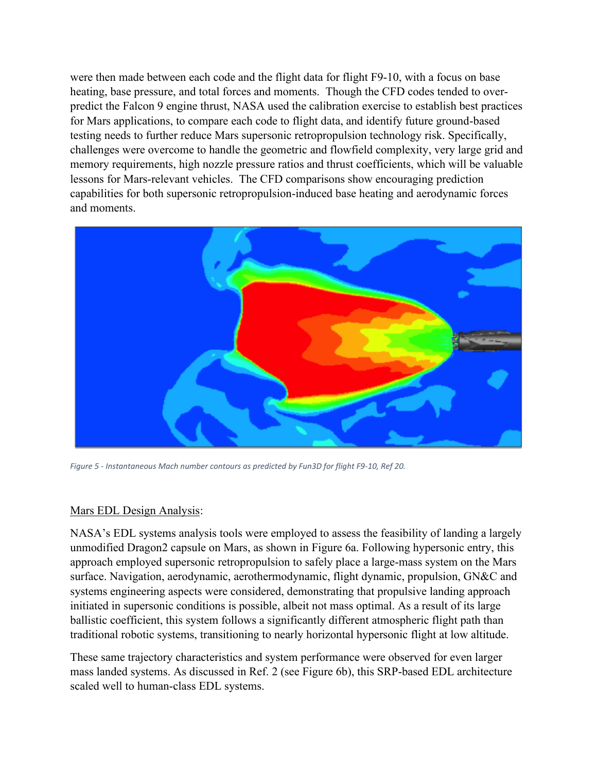were then made between each code and the flight data for flight F9-10, with a focus on base heating, base pressure, and total forces and moments. Though the CFD codes tended to over-predict the Falcon 9 engine thrust, NASA used the calibration exercise to establish best practices for Mars applications, to compare each code to flight data, and identify future ground-based testing needs to further reduce Mars supersonic retropropulsion technology risk. Specifically, challenges were overcome to handle the geometric and flowfield complexity, very large grid and memory requirements, high nozzle pressure ratios and thrust coefficients, which will be valuable lessons for Mars-relevant vehicles. The CFD comparisons show encouraging prediction capabilities for both supersonic retropropulsion-induced base heating and aerodynamic forces and moments.

*Figure 5 - Instantaneous Mach number contours as predicted by Fun3D for flight F9-10, Ref 20.*

Mars EDL Design Analysis:

NASA's EDL systems analysis tools were employed to assess the feasibility of landing a largely unmodified Dragon2 capsule on Mars, as shown in Figure 6a. Following hypersonic entry, this approach employed supersonic retropropulsion to safely place a large-mass system on the Mars surface. Navigation, aerodynamic, aerothermodynamic, flight dynamic, propulsion, GN&C and systems engineering aspects were considered, demonstrating that propulsive landing approach initiated in supersonic conditions is possible, albeit not mass optimal. As a result of its large ballistic coefficient, this system follows a significantly different atmospheric flight path than traditional robotic systems, transitioning to nearly horizontal hypersonic flight at low altitude.

These same trajectory characteristics and system performance were observed for even larger mass landed systems. As discussed in Ref. 2 (see Figure 6b), this SRP-based EDL architecture scaled well to human-class EDL systems.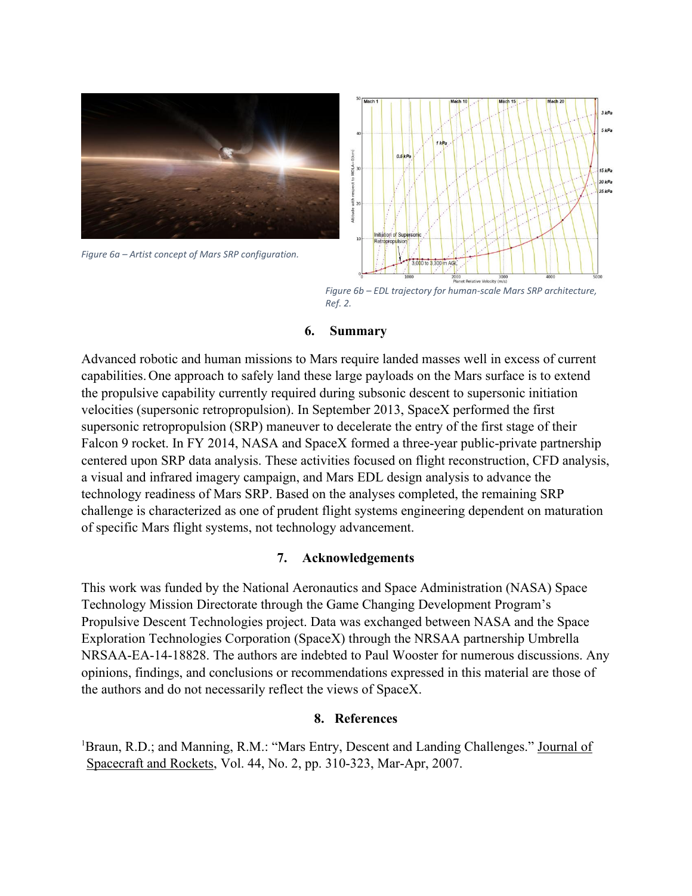Figure 6a – Artist concept of Mars SRP configuration.

Mach 1
Mach 10
Mach 15
Mach 20
3 kPa
5 kPa
1 kPa
0.5 kPa
15 kPa
20 kPa
25 kPa
Altitude with respect to MOLA=0 (km)
Initiation of Supersonic Retropropulsion
3,000 to 3,300 m AGL
Planet Relative Velocity (m/s)
0
10
20
30
40
50
1000
2000
3000
4000
5000

Figure 6b – EDL trajectory for human-scale Mars SRP architecture, Ref. 2.

## 6. Summary

Advanced robotic and human missions to Mars require landed masses well in excess of current capabilities. One approach to safely land these large payloads on the Mars surface is to extend the propulsive capability currently required during subsonic descent to supersonic initiation velocities (supersonic retropropulsion). In September 2013, SpaceX performed the first supersonic retropropulsion (SRP) maneuver to decelerate the entry of the first stage of their Falcon 9 rocket. In FY 2014, NASA and SpaceX formed a three-year public-private partnership centered upon SRP data analysis. These activities focused on flight reconstruction, CFD analysis, a visual and infrared imagery campaign, and Mars EDL design analysis to advance the technology readiness of Mars SRP. Based on the analyses completed, the remaining SRP challenge is characterized as one of prudent flight systems engineering dependent on maturation of specific Mars flight systems, not technology advancement.

## 7. Acknowledgements

This work was funded by the National Aeronautics and Space Administration (NASA) Space Technology Mission Directorate through the Game Changing Development Program's Propulsive Descent Technologies project. Data was exchanged between NASA and the Space Exploration Technologies Corporation (SpaceX) through the NRSAA partnership Umbrella NRSAA-EA-14-18828. The authors are indebted to Paul Wooster for numerous discussions. Any opinions, findings, and conclusions or recommendations expressed in this material are those of the authors and do not necessarily reflect the views of SpaceX.

## 8. References

[1]Braun, R.D.; and Manning, R.M.: "Mars Entry, Descent and Landing Challenges." Journal of Spacecraft and Rockets, Vol. 44, No. 2, pp. 310-323, Mar-Apr, 2007.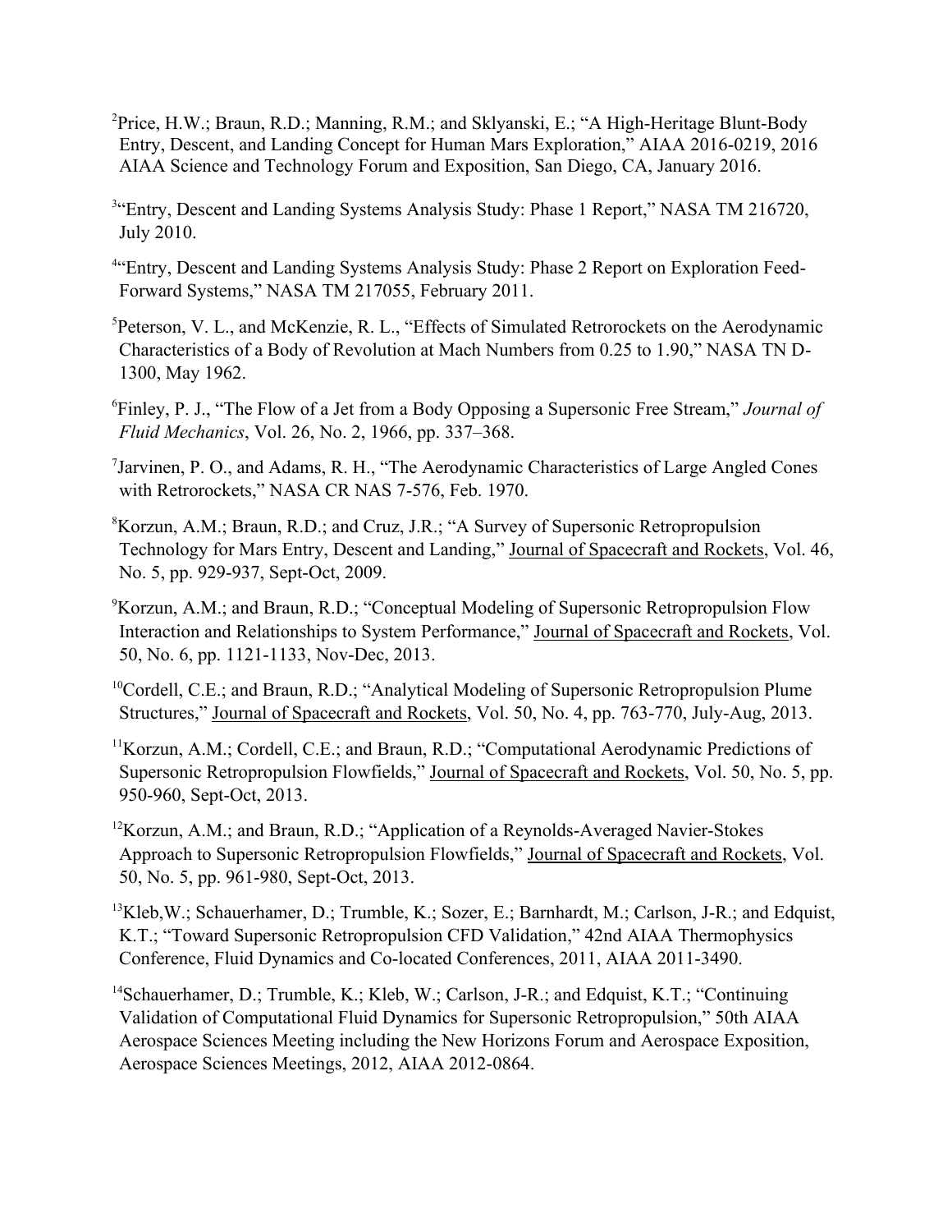[2]Price, H.W.; Braun, R.D.; Manning, R.M.; and Sklyanski, E.; "A High-Heritage Blunt-Body Entry, Descent, and Landing Concept for Human Mars Exploration," AIAA 2016-0219, 2016 AIAA Science and Technology Forum and Exposition, San Diego, CA, January 2016.

[3]"Entry, Descent and Landing Systems Analysis Study: Phase 1 Report," NASA TM 216720, July 2010.

[4]"Entry, Descent and Landing Systems Analysis Study: Phase 2 Report on Exploration Feed-Forward Systems," NASA TM 217055, February 2011.

[5]Peterson, V. L., and McKenzie, R. L., "Effects of Simulated Retrorockets on the Aerodynamic Characteristics of a Body of Revolution at Mach Numbers from 0.25 to 1.90," NASA TN D-1300, May 1962.

[6]Finley, P. J., "The Flow of a Jet from a Body Opposing a Supersonic Free Stream," *Journal of Fluid Mechanics*, Vol. 26, No. 2, 1966, pp. 337–368.

[7]Jarvinen, P. O., and Adams, R. H., "The Aerodynamic Characteristics of Large Angled Cones with Retrorockets," NASA CR NAS 7-576, Feb. 1970.

[8]Korzun, A.M.; Braun, R.D.; and Cruz, J.R.; "A Survey of Supersonic Retropropulsion Technology for Mars Entry, Descent and Landing," Journal of Spacecraft and Rockets, Vol. 46, No. 5, pp. 929-937, Sept-Oct, 2009.

[9]Korzun, A.M.; and Braun, R.D.; "Conceptual Modeling of Supersonic Retropropulsion Flow Interaction and Relationships to System Performance," Journal of Spacecraft and Rockets, Vol. 50, No. 6, pp. 1121-1133, Nov-Dec, 2013.

[10]Cordell, C.E.; and Braun, R.D.; "Analytical Modeling of Supersonic Retropropulsion Plume Structures," Journal of Spacecraft and Rockets, Vol. 50, No. 4, pp. 763-770, July-Aug, 2013.

[11]Korzun, A.M.; Cordell, C.E.; and Braun, R.D.; "Computational Aerodynamic Predictions of Supersonic Retropropulsion Flowfields," Journal of Spacecraft and Rockets, Vol. 50, No. 5, pp. 950-960, Sept-Oct, 2013.

[12]Korzun, A.M.; and Braun, R.D.; "Application of a Reynolds-Averaged Navier-Stokes Approach to Supersonic Retropropulsion Flowfields," Journal of Spacecraft and Rockets, Vol. 50, No. 5, pp. 961-980, Sept-Oct, 2013.

[13]Kleb,W.; Schauerhamer, D.; Trumble, K.; Sozer, E.; Barnhardt, M.; Carlson, J-R.; and Edquist, K.T.; "Toward Supersonic Retropropulsion CFD Validation," 42nd AIAA Thermophysics Conference, Fluid Dynamics and Co-located Conferences, 2011, AIAA 2011-3490.

[14]Schauerhamer, D.; Trumble, K.; Kleb, W.; Carlson, J-R.; and Edquist, K.T.; "Continuing Validation of Computational Fluid Dynamics for Supersonic Retropropulsion," 50th AIAA Aerospace Sciences Meeting including the New Horizons Forum and Aerospace Exposition, Aerospace Sciences Meetings, 2012, AIAA 2012-0864.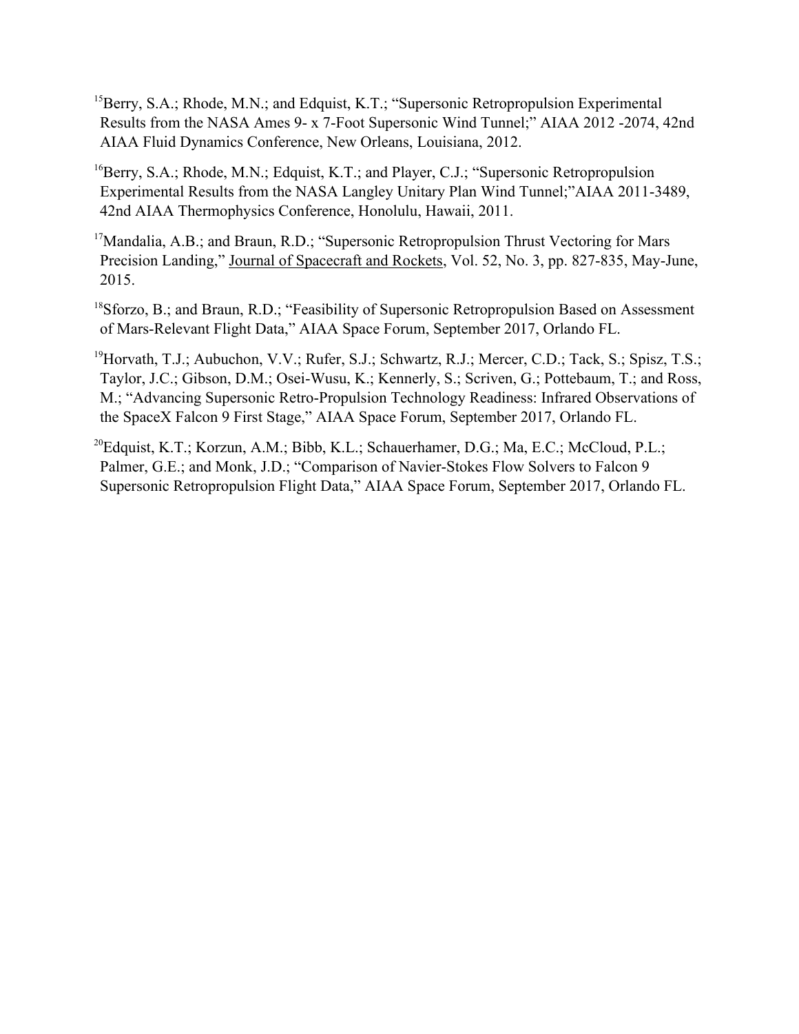[15]Berry, S.A.; Rhode, M.N.; and Edquist, K.T.; "Supersonic Retropropulsion Experimental Results from the NASA Ames 9- x 7-Foot Supersonic Wind Tunnel;" AIAA 2012 -2074, 42nd AIAA Fluid Dynamics Conference, New Orleans, Louisiana, 2012.

[16]Berry, S.A.; Rhode, M.N.; Edquist, K.T.; and Player, C.J.; "Supersonic Retropropulsion Experimental Results from the NASA Langley Unitary Plan Wind Tunnel;"AIAA 2011-3489, 42nd AIAA Thermophysics Conference, Honolulu, Hawaii, 2011.

[17]Mandalia, A.B.; and Braun, R.D.; "Supersonic Retropropulsion Thrust Vectoring for Mars Precision Landing," Journal of Spacecraft and Rockets, Vol. 52, No. 3, pp. 827-835, May-June, 2015.

[18]Sforzo, B.; and Braun, R.D.; "Feasibility of Supersonic Retropropulsion Based on Assessment of Mars-Relevant Flight Data," AIAA Space Forum, September 2017, Orlando FL.

[19]Horvath, T.J.; Aubuchon, V.V.; Rufer, S.J.; Schwartz, R.J.; Mercer, C.D.; Tack, S.; Spisz, T.S.; Taylor, J.C.; Gibson, D.M.; Osei-Wusu, K.; Kennerly, S.; Scriven, G.; Pottebaum, T.; and Ross, M.; "Advancing Supersonic Retro-Propulsion Technology Readiness: Infrared Observations of the SpaceX Falcon 9 First Stage," AIAA Space Forum, September 2017, Orlando FL.

[20]Edquist, K.T.; Korzun, A.M.; Bibb, K.L.; Schauerhamer, D.G.; Ma, E.C.; McCloud, P.L.; Palmer, G.E.; and Monk, J.D.; "Comparison of Navier-Stokes Flow Solvers to Falcon 9 Supersonic Retropropulsion Flight Data," AIAA Space Forum, September 2017, Orlando FL.